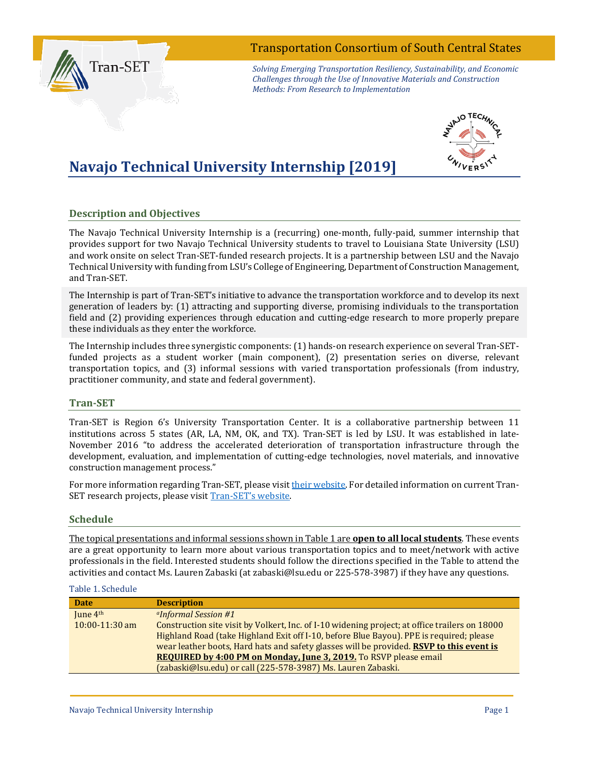Transportation Consortium of South Central States

*Solving Emerging Transportation Resiliency, Sustainability, and Economic Challenges through the Use of Innovative Materials and Construction Methods: From Research to Implementation*

# Navajo Technical University Internship [2019]

## Description and Objectives

The Navajo Technical University Internship is a (recurring) one-month, fully-paid, summer internship that provides support for two Navajo Technical University students to travel to Louisiana State University (LSU) and work onsite on select Tran-SET-funded research projects. It is a partnership between LSU and the Navajo Technical University with funding from LSU's College of Engineering, Department of Construction Management, and Tran-SET.

The Internship is part of Tran-SET's initiative to advance the transportation workforce and to develop its next generation of leaders by: (1) attracting and supporting diverse, promising individuals to the transportation field and (2) providing experiences through education and cutting-edge research to more properly prepare these individuals as they enter the workforce.

The Internship includes three synergistic components: (1) hands-on research experience on several Tran-SET-funded projects as a student worker (main component), (2) presentation series on diverse, relevant transportation topics, and (3) informal sessions with varied transportation professionals (from industry, practitioner community, and state and federal government).

## Tran-SET

Tran-SET is Region 6's University Transportation Center. It is a collaborative partnership between 11 institutions across 5 states (AR, LA, NM, OK, and TX). Tran-SET is led by LSU. It was established in late-November 2016 "to address the accelerated deterioration of transportation infrastructure through the development, evaluation, and implementation of cutting-edge technologies, novel materials, and innovative construction management process."

For more information regarding Tran-SET, please visit their website. For detailed information on current Tran-SET research projects, please visit Tran-SET's website.

## Schedule

The topical presentations and informal sessions shown in Table 1 are **open to all local students**. These events are a great opportunity to learn more about various transportation topics and to meet/network with active professionals in the field. Interested students should follow the directions specified in the Table to attend the activities and contact Ms. Lauren Zabaski (at zabaski@lsu.edu or 225-578-3987) if they have any questions.

Table 1. Schedule

| Date | Description |
|---|---|
| June 4th<br>10:00-11:30 am | [a]*Informal Session #1*<br>Construction site visit by Volkert, Inc. of I-10 widening project; at office trailers on 18000 Highland Road (take Highland Exit off I-10, before Blue Bayou). PPE is required; please wear leather boots, Hard hats and safety glasses will be provided. **RSVP to this event is REQUIRED by 4:00 PM on Monday, June 3, 2019.** To RSVP please email (zabaski@lsu.edu) or call (225-578-3987) Ms. Lauren Zabaski. |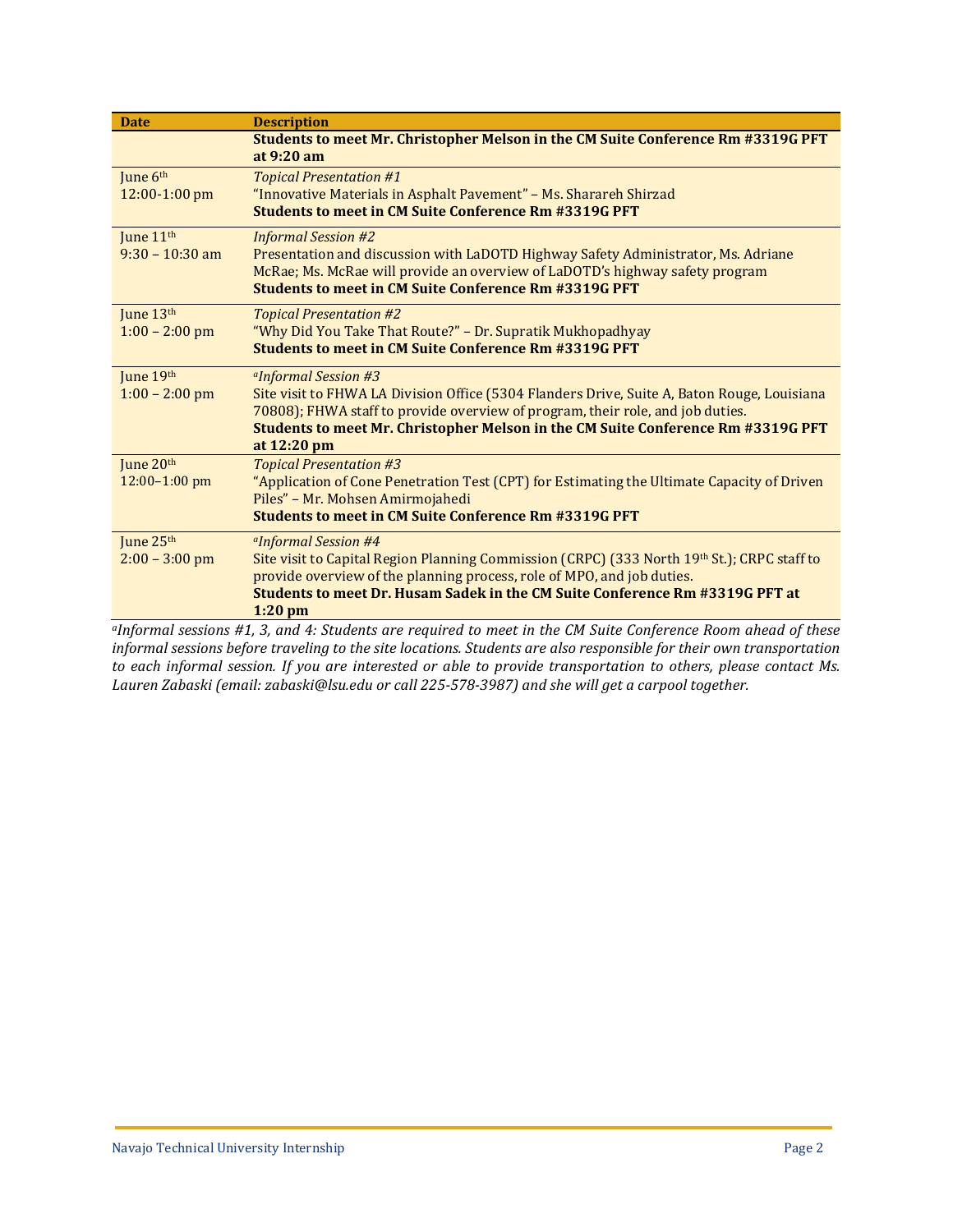| Date | Description |
|---|---|
| | **Students to meet Mr. Christopher Melson in the CM Suite Conference Rm #3319G PFT at 9:20 am** |
| June 6th 12:00-1:00 pm | *Topical Presentation #1* "Innovative Materials in Asphalt Pavement" – Ms. Sharareh Shirzad **Students to meet in CM Suite Conference Rm #3319G PFT** |
| June 11th 9:30 – 10:30 am | *Informal Session #2* Presentation and discussion with LaDOTD Highway Safety Administrator, Ms. Adriane McRae; Ms. McRae will provide an overview of LaDOTD's highway safety program **Students to meet in CM Suite Conference Rm #3319G PFT** |
| June 13th 1:00 – 2:00 pm | *Topical Presentation #2* "Why Did You Take That Route?" – Dr. Supratik Mukhopadhyay **Students to meet in CM Suite Conference Rm #3319G PFT** |
| June 19th 1:00 – 2:00 pm | [a]*Informal Session #3* Site visit to FHWA LA Division Office (5304 Flanders Drive, Suite A, Baton Rouge, Louisiana 70808); FHWA staff to provide overview of program, their role, and job duties. **Students to meet Mr. Christopher Melson in the CM Suite Conference Rm #3319G PFT at 12:20 pm** |
| June 20th 12:00–1:00 pm | *Topical Presentation #3* "Application of Cone Penetration Test (CPT) for Estimating the Ultimate Capacity of Driven Piles" – Mr. Mohsen Amirmojahedi **Students to meet in CM Suite Conference Rm #3319G PFT** |
| June 25th 2:00 – 3:00 pm | [a]*Informal Session #4* Site visit to Capital Region Planning Commission (CRPC) (333 North 19th St.); CRPC staff to provide overview of the planning process, role of MPO, and job duties. **Students to meet Dr. Husam Sadek in the CM Suite Conference Rm #3319G PFT at 1:20 pm** |

[a]*Informal sessions #1, 3, and 4: Students are required to meet in the CM Suite Conference Room ahead of these informal sessions before traveling to the site locations. Students are also responsible for their own transportation to each informal session. If you are interested or able to provide transportation to others, please contact Ms. Lauren Zabaski (email: zabaski@lsu.edu or call 225-578-3987) and she will get a carpool together.*